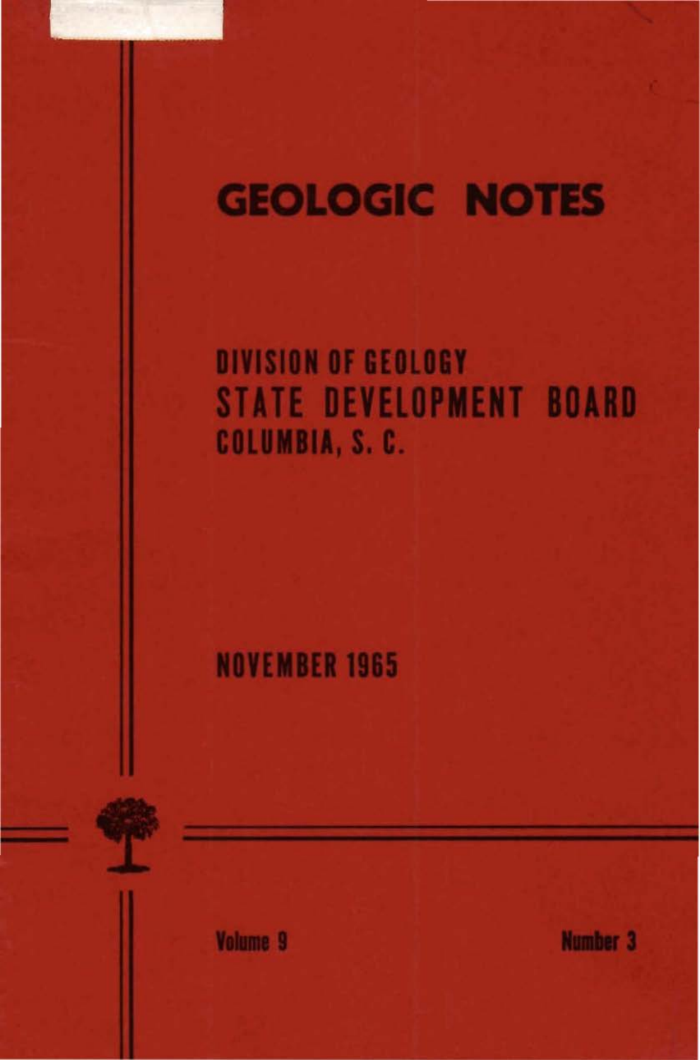# GEOLOGIC NOTES

**DIVISION OF GEOLOGY**
**STATE DEVELOPMENT BOARD**
**COLUMBIA, S. C.**

**NOVEMBER 1965**

**Volume 9** **Number 3**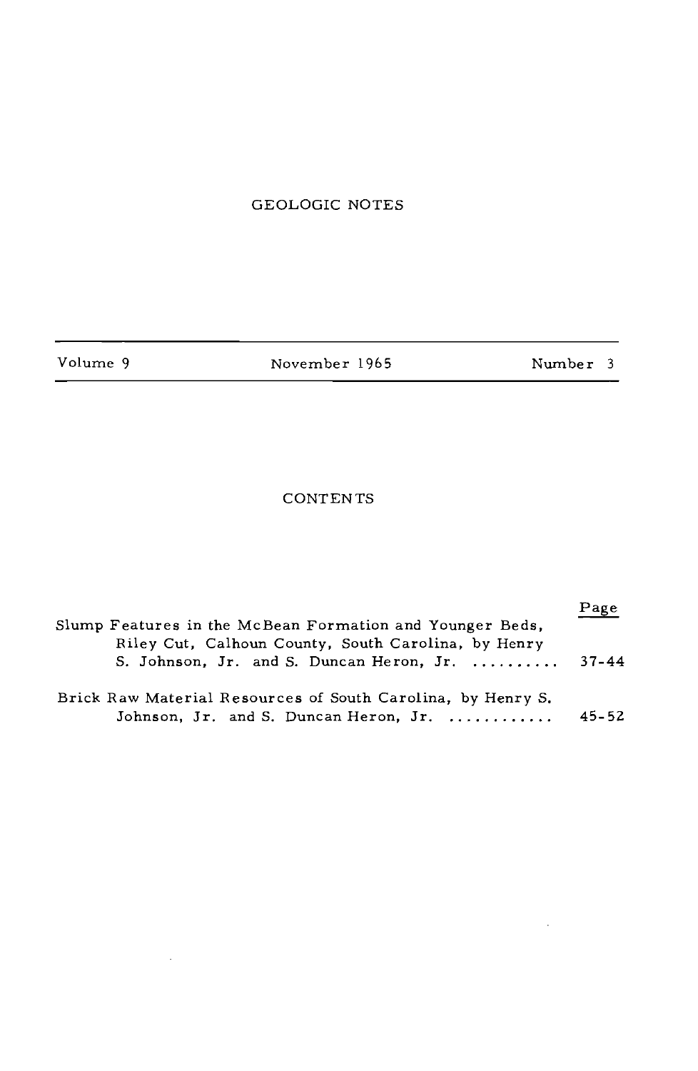# GEOLOGIC NOTES

| Volume 9 | November 1965 | Number 3 |
| --- | --- | --- |

## CONTENTS

| | Page |
| --- | --- |
| Slump Features in the McBean Formation and Younger Beds, Riley Cut, Calhoun County, South Carolina, by Henry S. Johnson, Jr. and S. Duncan Heron, Jr. .......... | 37-44 |
| Brick Raw Material Resources of South Carolina, by Henry S. Johnson, Jr. and S. Duncan Heron, Jr. ............ | 45-52 |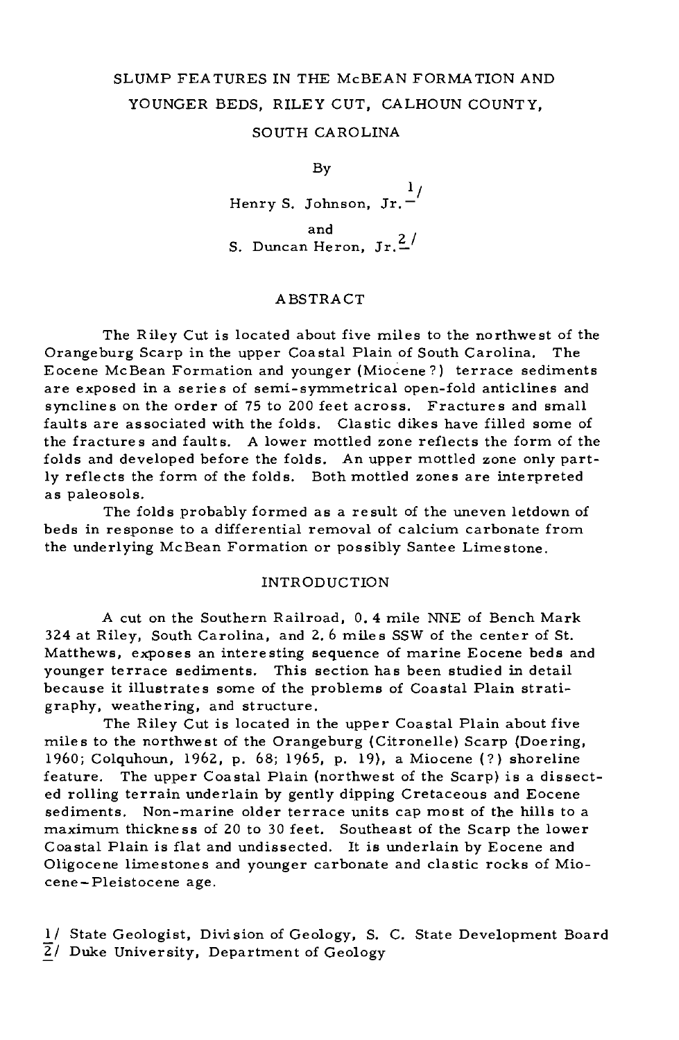# SLUMP FEATURES IN THE McBEAN FORMATION AND YOUNGER BEDS, RILEY CUT, CALHOUN COUNTY, SOUTH CAROLINA

By

Henry S. Johnson, Jr.[1]

and

S. Duncan Heron, Jr.[2]

## ABSTRACT

The Riley Cut is located about five miles to the northwest of the Orangeburg Scarp in the upper Coastal Plain of South Carolina. The Eocene McBean Formation and younger (Miocene?) terrace sediments are exposed in a series of semi-symmetrical open-fold anticlines and synclines on the order of 75 to 200 feet across. Fractures and small faults are associated with the folds. Clastic dikes have filled some of the fractures and faults. A lower mottled zone reflects the form of the folds and developed before the folds. An upper mottled zone only partly reflects the form of the folds. Both mottled zones are interpreted as paleosols.

The folds probably formed as a result of the uneven letdown of beds in response to a differential removal of calcium carbonate from the underlying McBean Formation or possibly Santee Limestone.

## INTRODUCTION

A cut on the Southern Railroad, 0.4 mile NNE of Bench Mark 324 at Riley, South Carolina, and 2.6 miles SSW of the center of St. Matthews, exposes an interesting sequence of marine Eocene beds and younger terrace sediments. This section has been studied in detail because it illustrates some of the problems of Coastal Plain stratigraphy, weathering, and structure.

The Riley Cut is located in the upper Coastal Plain about five miles to the northwest of the Orangeburg (Citronelle) Scarp (Doering, 1960; Colquhoun, 1962, p. 68; 1965, p. 19), a Miocene (?) shoreline feature. The upper Coastal Plain (northwest of the Scarp) is a dissected rolling terrain underlain by gently dipping Cretaceous and Eocene sediments. Non-marine older terrace units cap most of the hills to a maximum thickness of 20 to 30 feet. Southeast of the Scarp the lower Coastal Plain is flat and undissected. It is underlain by Eocene and Oligocene limestones and younger carbonate and clastic rocks of Miocene-Pleistocene age.

[1] State Geologist, Division of Geology, S. C. State Development Board

[2] Duke University, Department of Geology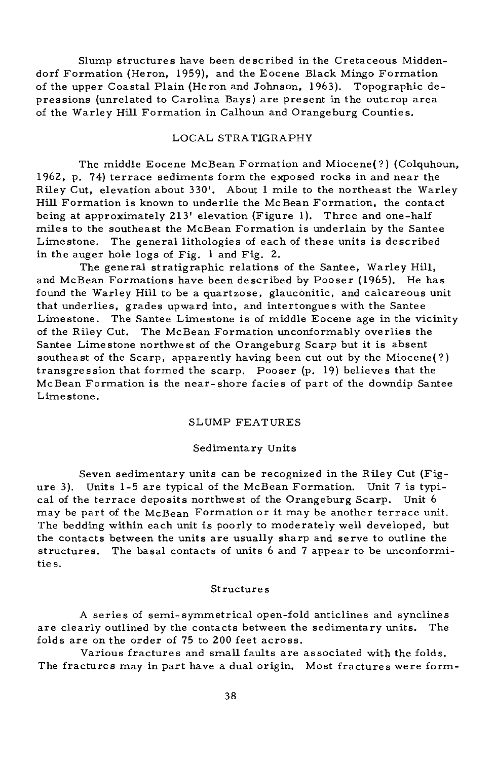Slump structures have been described in the Cretaceous Middendorf Formation (Heron, 1959), and the Eocene Black Mingo Formation of the upper Coastal Plain (Heron and Johnson, 1963). Topographic depressions (unrelated to Carolina Bays) are present in the outcrop area of the Warley Hill Formation in Calhoun and Orangeburg Counties.

## LOCAL STRATIGRAPHY

The middle Eocene McBean Formation and Miocene(?) (Colquhoun, 1962, p. 74) terrace sediments form the exposed rocks in and near the Riley Cut, elevation about 330'. About 1 mile to the northeast the Warley Hill Formation is known to underlie the McBean Formation, the contact being at approximately 213' elevation (Figure 1). Three and one-half miles to the southeast the McBean Formation is underlain by the Santee Limestone. The general lithologies of each of these units is described in the auger hole logs of Fig. 1 and Fig. 2.

The general stratigraphic relations of the Santee, Warley Hill, and McBean Formations have been described by Pooser (1965). He has found the Warley Hill to be a quartzose, glauconitic, and calcareous unit that underlies, grades upward into, and intertongues with the Santee Limestone. The Santee Limestone is of middle Eocene age in the vicinity of the Riley Cut. The McBean Formation unconformably overlies the Santee Limestone northwest of the Orangeburg Scarp but it is absent southeast of the Scarp, apparently having been cut out by the Miocene(?) transgression that formed the scarp. Pooser (p. 19) believes that the McBean Formation is the near-shore facies of part of the downdip Santee Limestone.

## SLUMP FEATURES

### Sedimentary Units

Seven sedimentary units can be recognized in the Riley Cut (Figure 3). Units 1-5 are typical of the McBean Formation. Unit 7 is typical of the terrace deposits northwest of the Orangeburg Scarp. Unit 6 may be part of the McBean Formation or it may be another terrace unit. The bedding within each unit is poorly to moderately well developed, but the contacts between the units are usually sharp and serve to outline the structures. The basal contacts of units 6 and 7 appear to be unconformities.

### Structures

A series of semi-symmetrical open-fold anticlines and synclines are clearly outlined by the contacts between the sedimentary units. The folds are on the order of 75 to 200 feet across.

Various fractures and small faults are associated with the folds. The fractures may in part have a dual origin. Most fractures were form-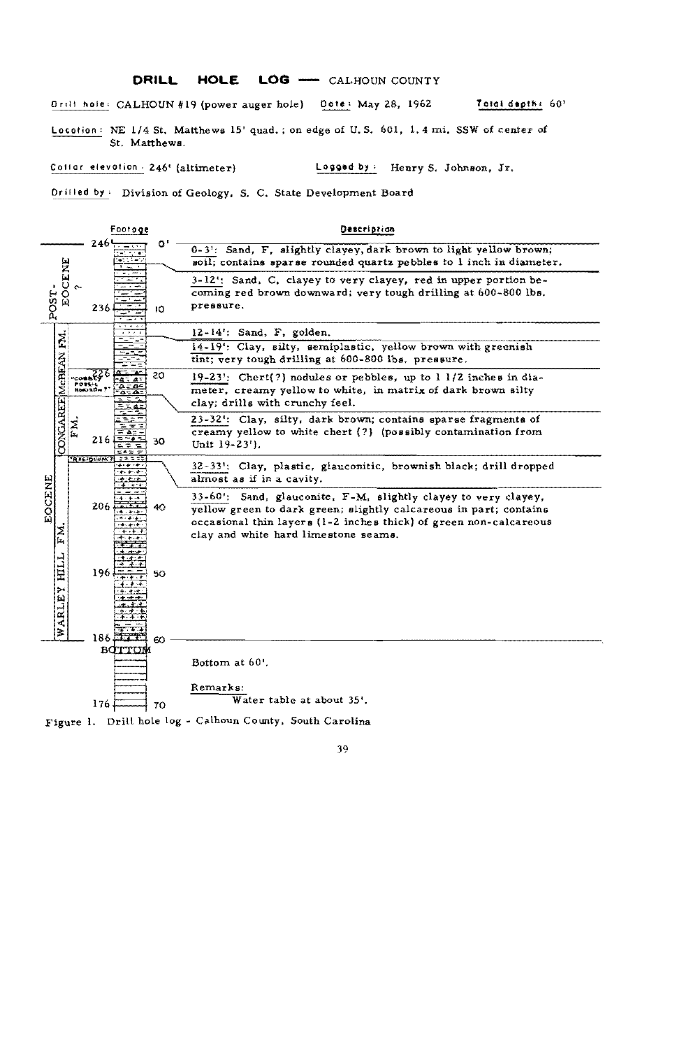## DRILL HOLE LOG — CALHOUN COUNTY

**Drill hole:** CALHOUN #19 (power auger hole) **Date:** May 28, 1962 **Total depth:** 60'

**Location:** NE 1/4 St. Matthews 15' quad.; on edge of U.S. 601, 1.4 mi. SSW of center of St. Matthews.

**Collar elevation:** 246' (altimeter) **Logged by:** Henry S. Johnson, Jr.

**Drilled by:** Division of Geology, S. C. State Development Board

| Age / Formation | Elevation | Footage | Description |
|---|---|---|---|
| POST-EOCENE ? | 246 | 0' | 0-3': Sand, F, slightly clayey, dark brown to light yellow brown; soil; contains sparse rounded quartz pebbles to 1 inch in diameter. |
| | 236 | 10 | 3-12': Sand, C, clayey to very clayey, red in upper portion becoming red brown downward; very tough drilling at 600-800 lbs. pressure. |
| EOCENE — McBEAN FM. | | | 12-14': Sand, F, golden. |
| | | | 14-19': Clay, silty, semiplastic, yellow brown with greenish tint; very tough drilling at 600-800 lbs. pressure. |
| "COSSETT? FOSSIL HORIZON?" | 226 | 20 | 19-23': Chert(?) nodules or pebbles, up to 1 1/2 inches in diameter, creamy yellow to white, in matrix of dark brown silty clay; drills with crunchy feel. |
| CONGAREE FM. | 216 | 30 | 23-32': Clay, silty, dark brown; contains sparse fragments of creamy yellow to white chert (?) (possibly contamination from Unit 19-23'). |
| "RESIDUUM"? | | | 32-33': Clay, plastic, glauconitic, brownish black; drill dropped almost as if in a cavity. |
| WARLEY HILL FM. | 206 | 40 | 33-60': Sand, glauconite, F-M, slightly clayey to very clayey, yellow green to dark green; slightly calcareous in part; contains occasional thin layers (1-2 inches thick) of green non-calcareous clay and white hard limestone seams. |
| | 196 | 50 | |
| | 186 | 60 | BOTTOM |
| | 176 | 70 | |

Bottom at 60'.

Remarks:
Water table at about 35'.

Figure 1. Drill hole log - Calhoun County, South Carolina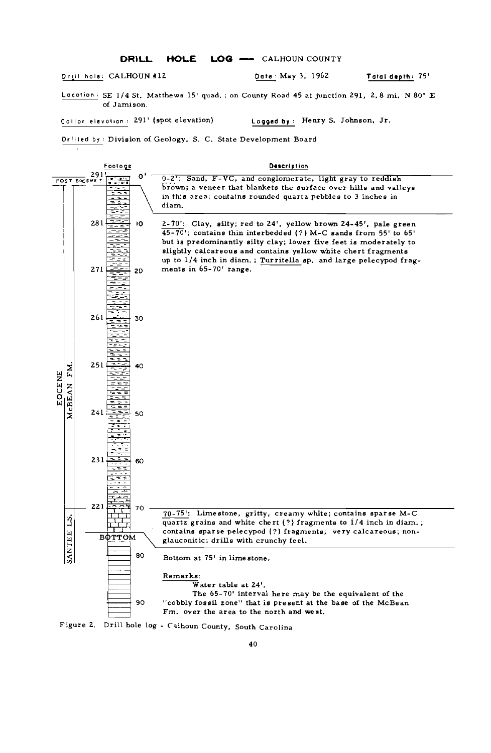## DRILL HOLE LOG — CALHOUN COUNTY

**Drill hole:** CALHOUN #12 **Date:** May 3, 1962 **Total depth:** 75'

**Location:** SE 1/4 St. Matthews 15' quad.; on County Road 45 at junction 291, 2.8 mi. N 80° E of Jamison.

**Collar elevation:** 291' (spot elevation) **Logged by:** Henry S. Johnson, Jr.

**Drilled by:** Division of Geology, S. C. State Development Board

| Footage | Description |
|---|---|
| 291' / 0' (POST EOCENE ?) | 0-2': Sand, F-VC, and conglomerate, light gray to reddish brown; a veneer that blankets the surface over hills and valleys in this area; contains rounded quartz pebbles to 3 inches in diam. |
| 281' / 10' to 221' / 70' (EOCENE, McBEAN FM.) | 2-70': Clay, silty; red to 24', yellow brown 24-45', pale green 45-70'; contains thin interbedded (?) M-C sands from 55' to 65' but is predominantly silty clay; lower five feet is moderately to slightly calcareous and contains yellow white chert fragments up to 1/4 inch in diam.; *Turritella* sp. and large pelecypod fragments in 65-70' range. |
| 221' / 70' to BOTTOM (SANTEE LS.) | 70-75': Limestone, gritty, creamy white; contains sparse M-C quartz grains and white chert (?) fragments to 1/4 inch in diam.; contains sparse pelecypod (?) fragments; very calcareous; non-glauconitic; drills with crunchy feel. |

Bottom at 75' in limestone.

Remarks:

Water table at 24'.

The 65-70' interval here may be the equivalent of the "cobbly fossil zone" that is present at the base of the McBean Fm. over the area to the north and west.

Figure 2. Drill hole log - Calhoun County, South Carolina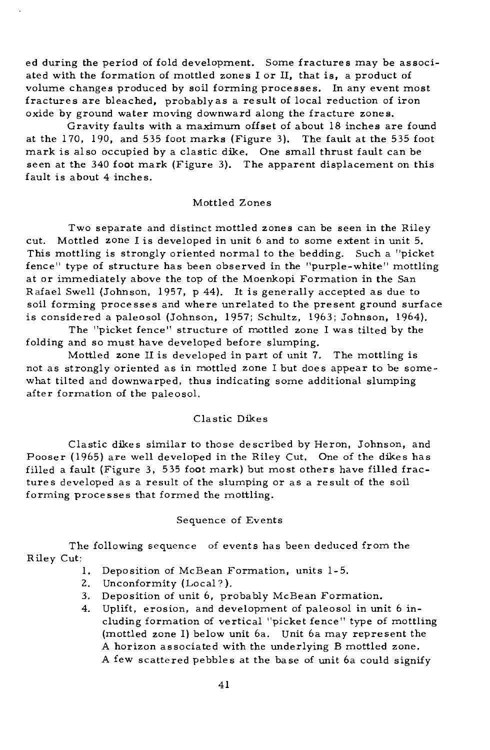ed during the period of fold development. Some fractures may be associated with the formation of mottled zones I or II, that is, a product of volume changes produced by soil forming processes. In any event most fractures are bleached, probably as a result of local reduction of iron oxide by ground water moving downward along the fracture zones.

Gravity faults with a maximum offset of about 18 inches are found at the 170, 190, and 535 foot marks (Figure 3). The fault at the 535 foot mark is also occupied by a clastic dike. One small thrust fault can be seen at the 340 foot mark (Figure 3). The apparent displacement on this fault is about 4 inches.

## Mottled Zones

Two separate and distinct mottled zones can be seen in the Riley cut. Mottled zone I is developed in unit 6 and to some extent in unit 5. This mottling is strongly oriented normal to the bedding. Such a "picket fence" type of structure has been observed in the "purple-white" mottling at or immediately above the top of the Moenkopi Formation in the San Rafael Swell (Johnson, 1957, p 44). It is generally accepted as due to soil forming processes and where unrelated to the present ground surface is considered a paleosol (Johnson, 1957; Schultz, 1963; Johnson, 1964).

The "picket fence" structure of mottled zone I was tilted by the folding and so must have developed before slumping.

Mottled zone II is developed in part of unit 7. The mottling is not as strongly oriented as in mottled zone I but does appear to be somewhat tilted and downwarped, thus indicating some additional slumping after formation of the paleosol.

## Clastic Dikes

Clastic dikes similar to those described by Heron, Johnson, and Pooser (1965) are well developed in the Riley Cut. One of the dikes has filled a fault (Figure 3, 535 foot mark) but most others have filled fractures developed as a result of the slumping or as a result of the soil forming processes that formed the mottling.

## Sequence of Events

The following sequence of events has been deduced from the Riley Cut:

1. Deposition of McBean Formation, units 1-5.
2. Unconformity (Local?).
3. Deposition of unit 6, probably McBean Formation.
4. Uplift, erosion, and development of paleosol in unit 6 including formation of vertical "picket fence" type of mottling (mottled zone I) below unit 6a. Unit 6a may represent the A horizon associated with the underlying B mottled zone. A few scattered pebbles at the base of unit 6a could signify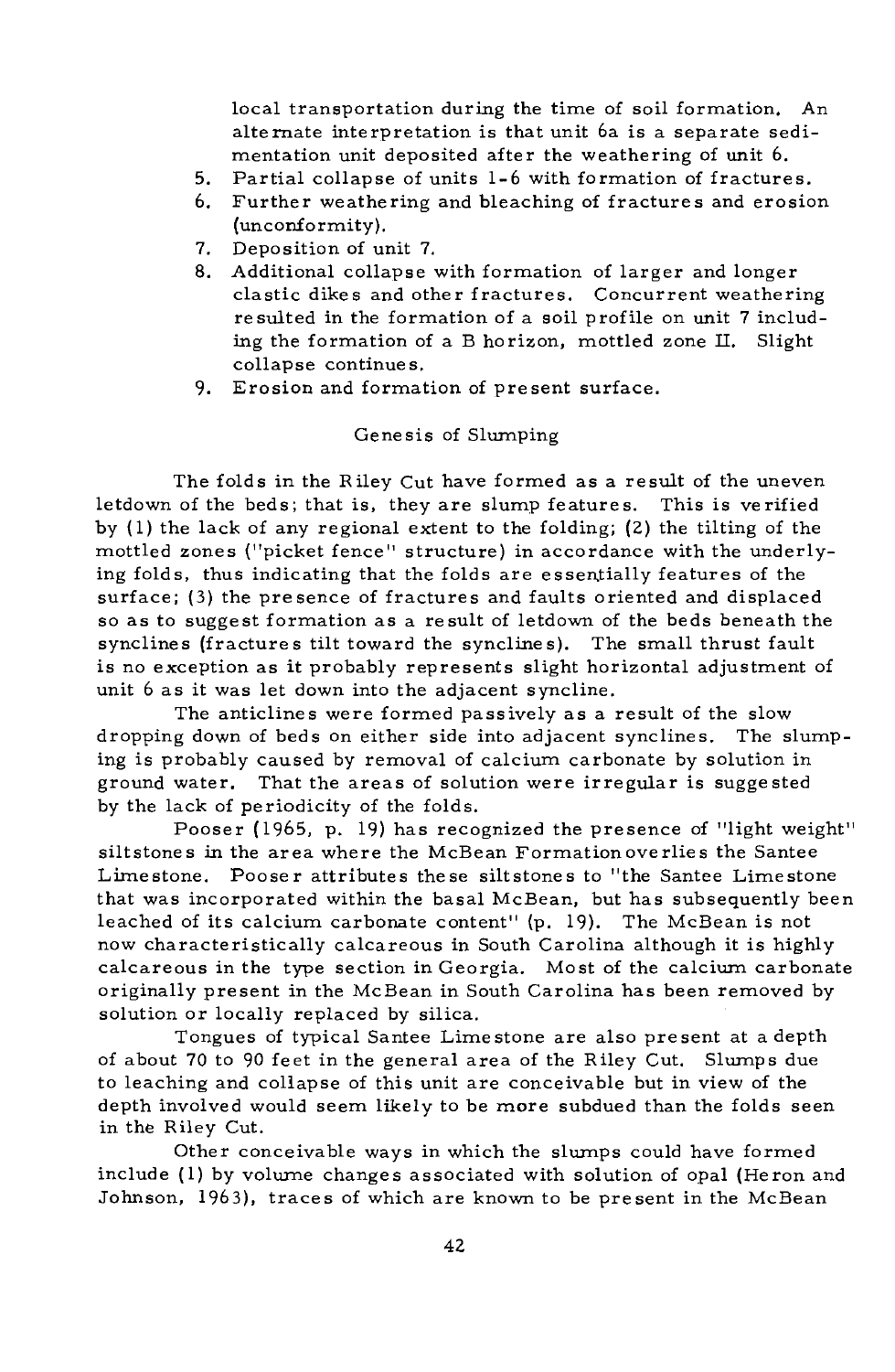local transportation during the time of soil formation. An alternate interpretation is that unit 6a is a separate sedimentation unit deposited after the weathering of unit 6.

5. Partial collapse of units 1-6 with formation of fractures.
6. Further weathering and bleaching of fractures and erosion (unconformity).
7. Deposition of unit 7.
8. Additional collapse with formation of larger and longer clastic dikes and other fractures. Concurrent weathering resulted in the formation of a soil profile on unit 7 including the formation of a B horizon, mottled zone II. Slight collapse continues.
9. Erosion and formation of present surface.

## Genesis of Slumping

The folds in the Riley Cut have formed as a result of the uneven letdown of the beds; that is, they are slump features. This is verified by (1) the lack of any regional extent to the folding; (2) the tilting of the mottled zones ("picket fence" structure) in accordance with the underlying folds, thus indicating that the folds are essentially features of the surface; (3) the presence of fractures and faults oriented and displaced so as to suggest formation as a result of letdown of the beds beneath the synclines (fractures tilt toward the synclines). The small thrust fault is no exception as it probably represents slight horizontal adjustment of unit 6 as it was let down into the adjacent syncline.

The anticlines were formed passively as a result of the slow dropping down of beds on either side into adjacent synclines. The slumping is probably caused by removal of calcium carbonate by solution in ground water. That the areas of solution were irregular is suggested by the lack of periodicity of the folds.

Pooser (1965, p. 19) has recognized the presence of "light weight" siltstones in the area where the McBean Formation overlies the Santee Limestone. Pooser attributes these siltstones to "the Santee Limestone that was incorporated within the basal McBean, but has subsequently been leached of its calcium carbonate content" (p. 19). The McBean is not now characteristically calcareous in South Carolina although it is highly calcareous in the type section in Georgia. Most of the calcium carbonate originally present in the McBean in South Carolina has been removed by solution or locally replaced by silica.

Tongues of typical Santee Limestone are also present at a depth of about 70 to 90 feet in the general area of the Riley Cut. Slumps due to leaching and collapse of this unit are conceivable but in view of the depth involved would seem likely to be more subdued than the folds seen in the Riley Cut.

Other conceivable ways in which the slumps could have formed include (1) by volume changes associated with solution of opal (Heron and Johnson, 1963), traces of which are known to be present in the McBean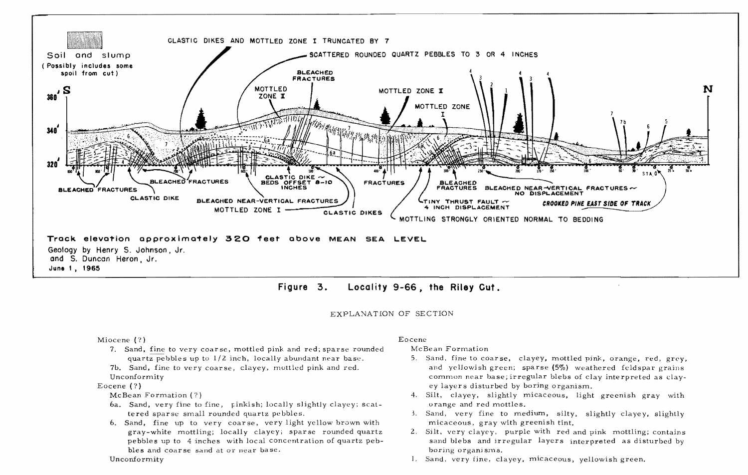CLASTIC DIKES AND MOTTLED ZONE I TRUNCATED BY 7

SCATTERED ROUNDED QUARTZ PEBBLES TO 3 OR 4 INCHES

Soil and slump (Possibly includes some spoil from cut)

BLEACHED FRACTURES

MOTTLED ZONE II

MOTTLED ZONE II

MOTTLED ZONE I

BLEACHED FRACTURES

BLEACHED FRACTURES

CLASTIC DIKE

CLASTIC DIKE ~ BEDS OFFSET 8-10 INCHES

BLEACHED NEAR-VERTICAL FRACTURES

MOTTLED ZONE I

CLASTIC DIKES

FRACTURES

BLEACHED FRACTURES

TINY THRUST FAULT ~ 4 INCH DISPLACEMENT

BLEACHED NEAR-VERTICAL FRACTURES ~ NO DISPLACEMENT

CROOKED PINE EAST SIDE OF TRACK

MOTTLING STRONGLY ORIENTED NORMAL TO BEDDING

Track elevation approximately 320 feet above MEAN SEA LEVEL

Geology by Henry S. Johnson, Jr. and S. Duncan Heron, Jr.
June 1, 1965

**Figure 3. Locality 9-66, the Riley Cut.**

## EXPLANATION OF SECTION

Miocene (?)

7. Sand, fine to very coarse, mottled pink and red; sparse rounded quartz pebbles up to 1/2 inch, locally abundant near base.

7b. Sand, fine to very coarse, clayey, mottled pink and red.

Unconformity

Eocene (?)

McBean Formation (?)

6a. Sand, very fine to fine, pinkish; locally slightly clayey; scattered sparse small rounded quartz pebbles.

6. Sand, fine up to very coarse, very light yellow brown with gray-white mottling; locally clayey; sparse rounded quartz pebbles up to 4 inches with local concentration of quartz pebbles and coarse sand at or near base.

Unconformity

Eocene

McBean Formation

5. Sand, fine to coarse, clayey, mottled pink, orange, red, grey, and yellowish green; sparse (5%) weathered feldspar grains common near base; irregular blebs of clay interpreted as clayey layers disturbed by boring organism.
4. Silt, clayey, slightly micaceous, light greenish gray with orange and red mottles.
3. Sand, very fine to medium, silty, slightly clayey, slightly micaceous, gray with greenish tint.
2. Silt, very clayey, purple with red and pink mottling; contains sand blebs and irregular layers interpreted as disturbed by boring organisms.
1. Sand, very fine, clayey, micaceous, yellowish green.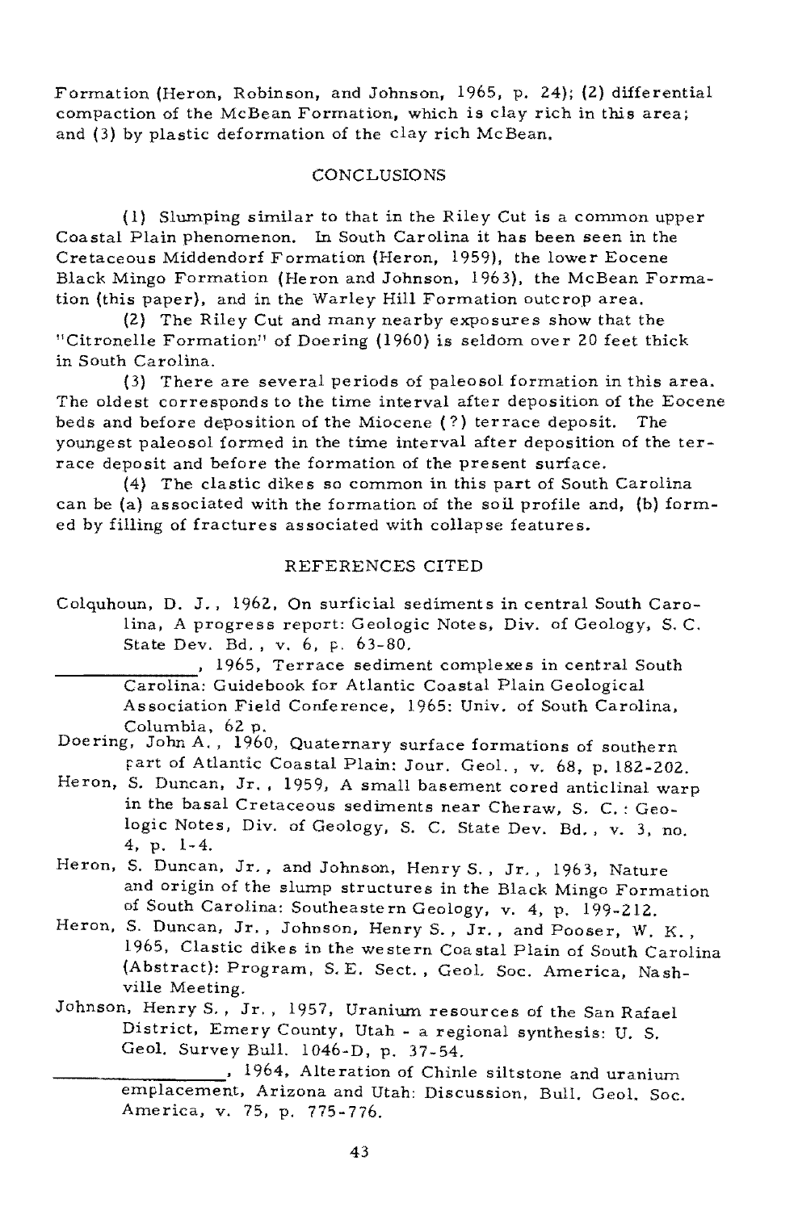Formation (Heron, Robinson, and Johnson, 1965, p. 24); (2) differential compaction of the McBean Formation, which is clay rich in this area; and (3) by plastic deformation of the clay rich McBean.

## CONCLUSIONS

(1) Slumping similar to that in the Riley Cut is a common upper Coastal Plain phenomenon. In South Carolina it has been seen in the Cretaceous Middendorf Formation (Heron, 1959), the lower Eocene Black Mingo Formation (Heron and Johnson, 1963), the McBean Formation (this paper), and in the Warley Hill Formation outcrop area.

(2) The Riley Cut and many nearby exposures show that the "Citronelle Formation" of Doering (1960) is seldom over 20 feet thick in South Carolina.

(3) There are several periods of paleosol formation in this area. The oldest corresponds to the time interval after deposition of the Eocene beds and before deposition of the Miocene (?) terrace deposit. The youngest paleosol formed in the time interval after deposition of the terrace deposit and before the formation of the present surface.

(4) The clastic dikes so common in this part of South Carolina can be (a) associated with the formation of the soil profile and, (b) formed by filling of fractures associated with collapse features.

## REFERENCES CITED

Colquhoun, D. J., 1962, On surficial sediments in central South Carolina, A progress report: Geologic Notes, Div. of Geology, S. C. State Dev. Bd., v. 6, p. 63-80.

\_\_\_\_\_\_\_\_\_\_, 1965, Terrace sediment complexes in central South Carolina: Guidebook for Atlantic Coastal Plain Geological Association Field Conference, 1965: Univ. of South Carolina, Columbia, 62 p.

Doering, John A., 1960, Quaternary surface formations of southern part of Atlantic Coastal Plain: Jour. Geol., v. 68, p. 182-202.

Heron, S. Duncan, Jr., 1959, A small basement cored anticlinal warp in the basal Cretaceous sediments near Cheraw, S. C.: Geologic Notes, Div. of Geology, S. C. State Dev. Bd., v. 3, no. 4, p. 1-4.

Heron, S. Duncan, Jr., and Johnson, Henry S., Jr., 1963, Nature and origin of the slump structures in the Black Mingo Formation of South Carolina: Southeastern Geology, v. 4, p. 199-212.

Heron, S. Duncan, Jr., Johnson, Henry S., Jr., and Pooser, W. K., 1965, Clastic dikes in the western Coastal Plain of South Carolina (Abstract): Program, S. E. Sect., Geol. Soc. America, Nashville Meeting.

Johnson, Henry S., Jr., 1957, Uranium resources of the San Rafael District, Emery County, Utah - a regional synthesis: U. S. Geol. Survey Bull. 1046-D, p. 37-54.

\_\_\_\_\_\_\_\_\_\_, 1964, Alteration of Chinle siltstone and uranium emplacement, Arizona and Utah: Discussion, Bull. Geol. Soc. America, v. 75, p. 775-776.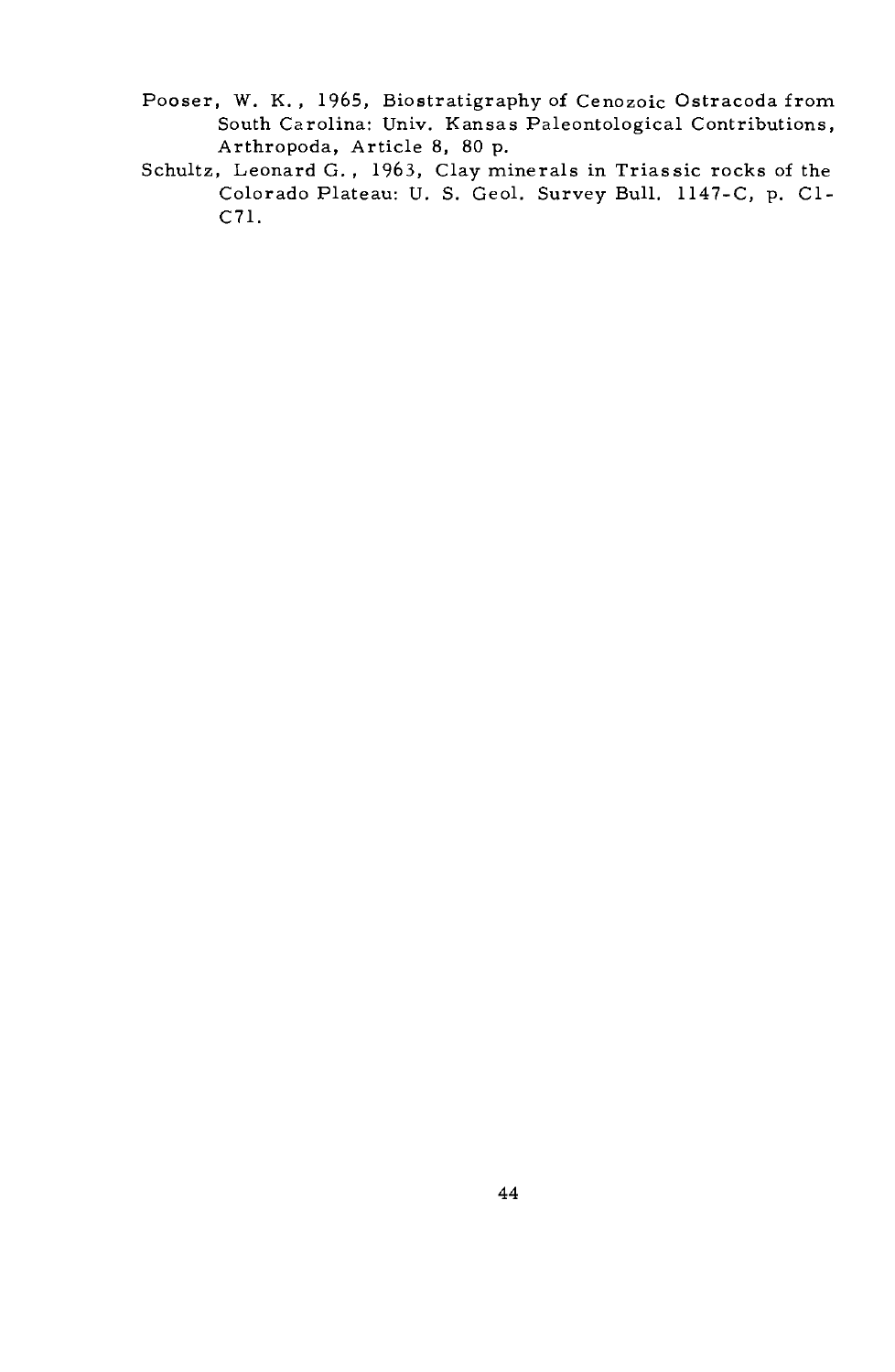Pooser, W. K., 1965, Biostratigraphy of Cenozoic Ostracoda from South Carolina: Univ. Kansas Paleontological Contributions, Arthropoda, Article 8, 80 p.

Schultz, Leonard G., 1963, Clay minerals in Triassic rocks of the Colorado Plateau: U. S. Geol. Survey Bull. 1147-C, p. C1-C71.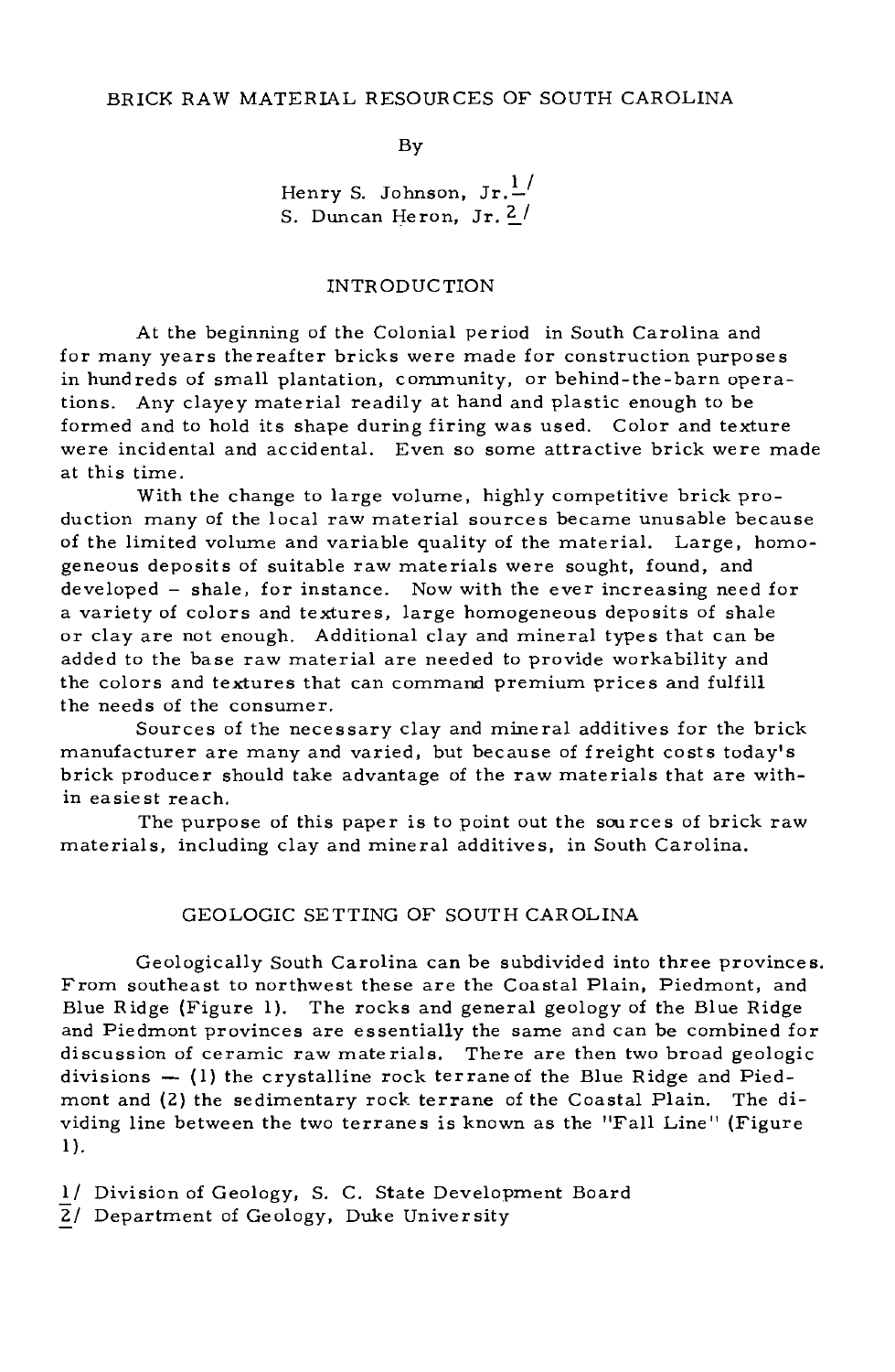# BRICK RAW MATERIAL RESOURCES OF SOUTH CAROLINA

By

Henry S. Johnson, Jr.[1]
S. Duncan Heron, Jr.[2]

## INTRODUCTION

At the beginning of the Colonial period in South Carolina and for many years thereafter bricks were made for construction purposes in hundreds of small plantation, community, or behind-the-barn operations. Any clayey material readily at hand and plastic enough to be formed and to hold its shape during firing was used. Color and texture were incidental and accidental. Even so some attractive brick were made at this time.

With the change to large volume, highly competitive brick production many of the local raw material sources became unusable because of the limited volume and variable quality of the material. Large, homogeneous deposits of suitable raw materials were sought, found, and developed – shale, for instance. Now with the ever increasing need for a variety of colors and textures, large homogeneous deposits of shale or clay are not enough. Additional clay and mineral types that can be added to the base raw material are needed to provide workability and the colors and textures that can command premium prices and fulfill the needs of the consumer.

Sources of the necessary clay and mineral additives for the brick manufacturer are many and varied, but because of freight costs today's brick producer should take advantage of the raw materials that are within easiest reach.

The purpose of this paper is to point out the sources of brick raw materials, including clay and mineral additives, in South Carolina.

## GEOLOGIC SETTING OF SOUTH CAROLINA

Geologically South Carolina can be subdivided into three provinces. From southeast to northwest these are the Coastal Plain, Piedmont, and Blue Ridge (Figure 1). The rocks and general geology of the Blue Ridge and Piedmont provinces are essentially the same and can be combined for discussion of ceramic raw materials. There are then two broad geologic divisions — (1) the crystalline rock terrane of the Blue Ridge and Piedmont and (2) the sedimentary rock terrane of the Coastal Plain. The dividing line between the two terranes is known as the "Fall Line" (Figure 1).

1/ Division of Geology, S. C. State Development Board
2/ Department of Geology, Duke University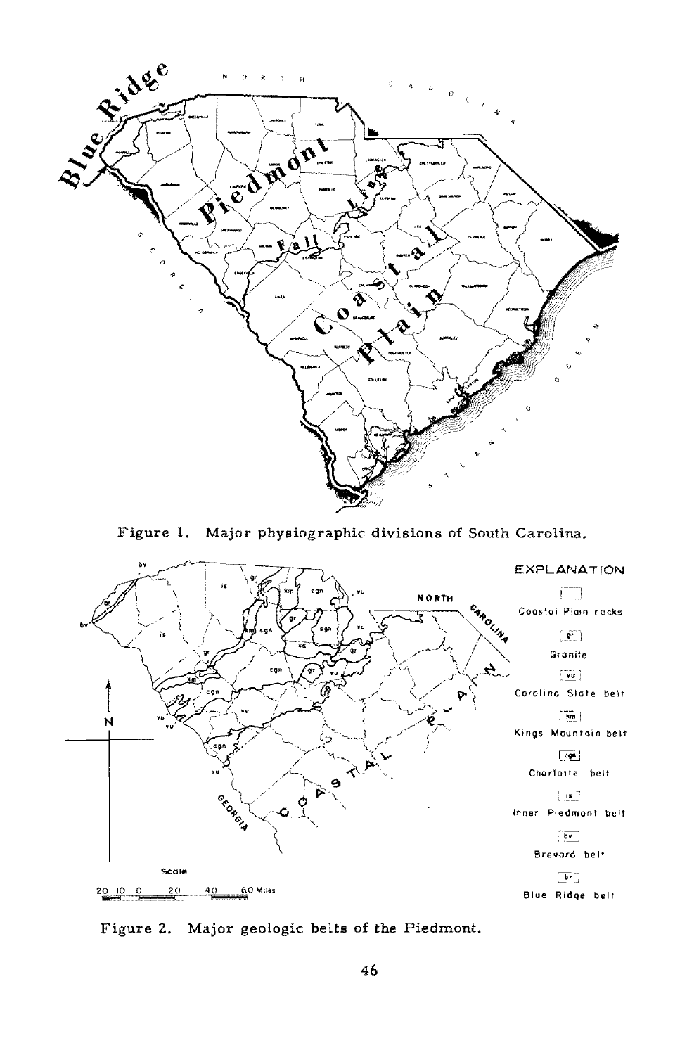Figure 1. Major physiographic divisions of South Carolina.

Figure 2. Major geologic belts of the Piedmont.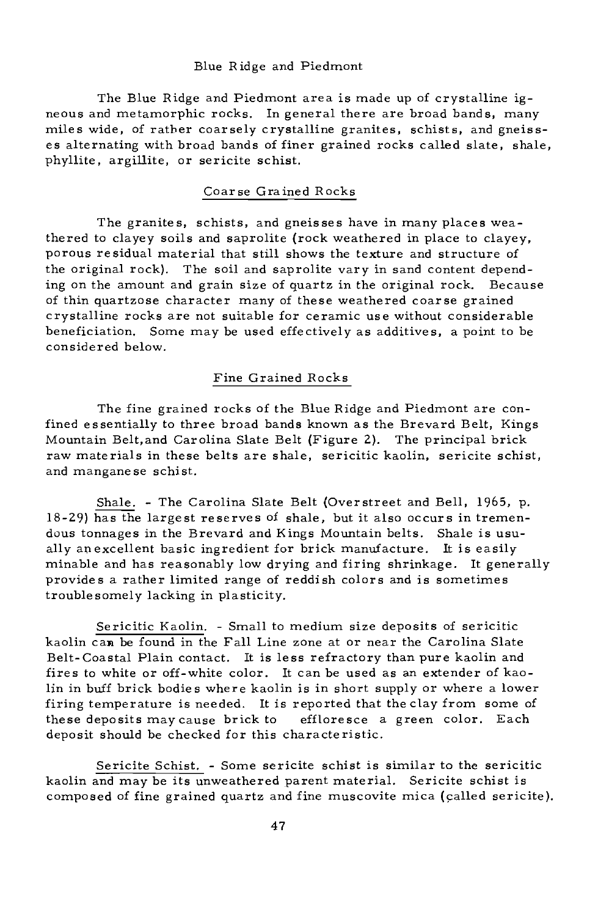## Blue Ridge and Piedmont

The Blue Ridge and Piedmont area is made up of crystalline igneous and metamorphic rocks. In general there are broad bands, many miles wide, of rather coarsely crystalline granites, schists, and gneisses alternating with broad bands of finer grained rocks called slate, shale, phyllite, argillite, or sericite schist.

### Coarse Grained Rocks

The granites, schists, and gneisses have in many places weathered to clayey soils and saprolite (rock weathered in place to clayey, porous residual material that still shows the texture and structure of the original rock). The soil and saprolite vary in sand content depending on the amount and grain size of quartz in the original rock. Because of thin quartzose character many of these weathered coarse grained crystalline rocks are not suitable for ceramic use without considerable beneficiation. Some may be used effectively as additives, a point to be considered below.

### Fine Grained Rocks

The fine grained rocks of the Blue Ridge and Piedmont are confined essentially to three broad bands known as the Brevard Belt, Kings Mountain Belt, and Carolina Slate Belt (Figure 2). The principal brick raw materials in these belts are shale, sericitic kaolin, sericite schist, and manganese schist.

Shale. - The Carolina Slate Belt (Overstreet and Bell, 1965, p. 18-29) has the largest reserves of shale, but it also occurs in tremendous tonnages in the Brevard and Kings Mountain belts. Shale is usually an excellent basic ingredient for brick manufacture. It is easily minable and has reasonably low drying and firing shrinkage. It generally provides a rather limited range of reddish colors and is sometimes troublesomely lacking in plasticity.

Sericitic Kaolin. - Small to medium size deposits of sericitic kaolin can be found in the Fall Line zone at or near the Carolina Slate Belt-Coastal Plain contact. It is less refractory than pure kaolin and fires to white or off-white color. It can be used as an extender of kaolin in buff brick bodies where kaolin is in short supply or where a lower firing temperature is needed. It is reported that the clay from some of these deposits may cause brick to effloresce a green color. Each deposit should be checked for this characteristic.

Sericite Schist. - Some sericite schist is similar to the sericitic kaolin and may be its unweathered parent material. Sericite schist is composed of fine grained quartz and fine muscovite mica (called sericite).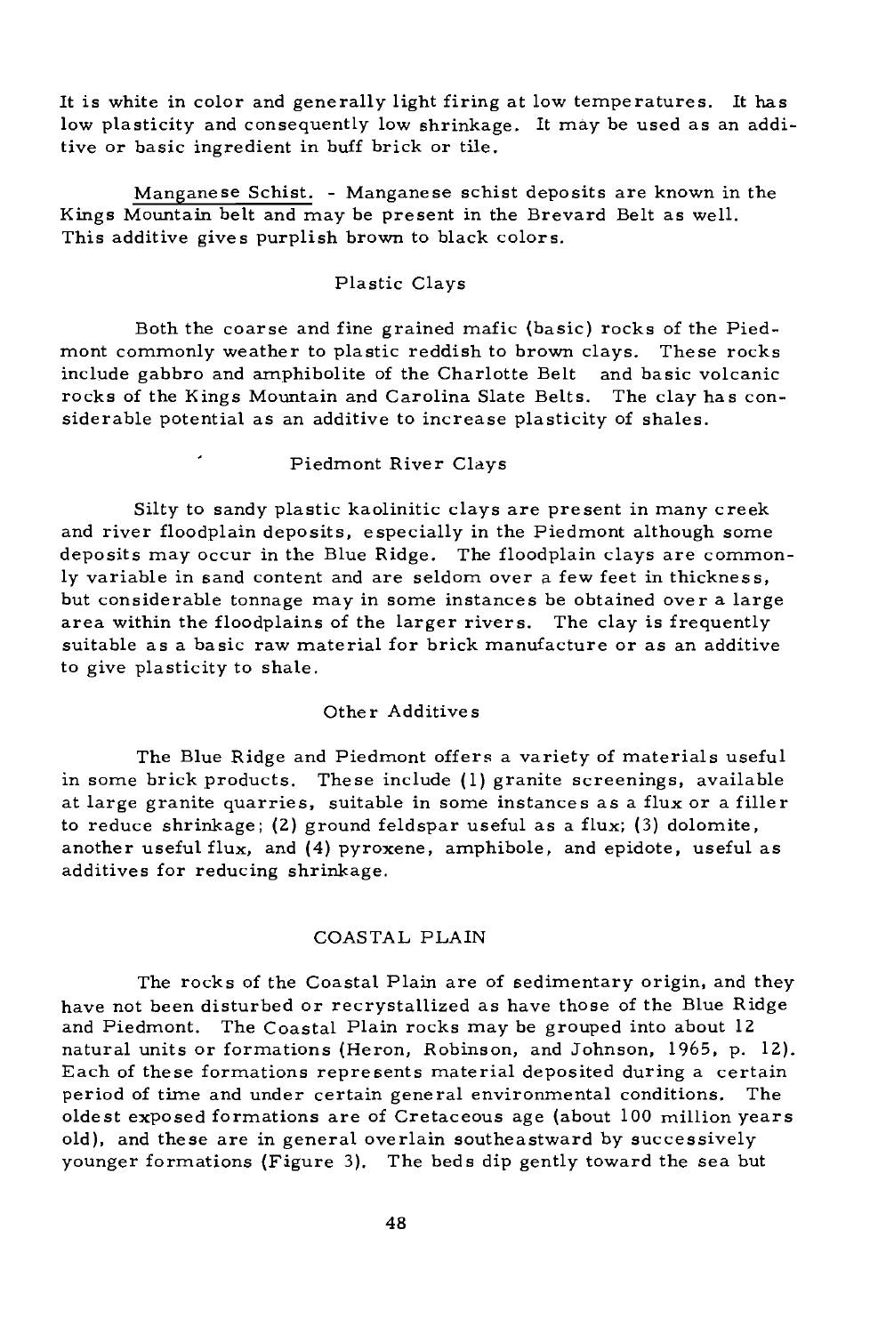It is white in color and generally light firing at low temperatures. It has low plasticity and consequently low shrinkage. It may be used as an additive or basic ingredient in buff brick or tile.

Manganese Schist. - Manganese schist deposits are known in the Kings Mountain belt and may be present in the Brevard Belt as well. This additive gives purplish brown to black colors.

### Plastic Clays

Both the coarse and fine grained mafic (basic) rocks of the Piedmont commonly weather to plastic reddish to brown clays. These rocks include gabbro and amphibolite of the Charlotte Belt and basic volcanic rocks of the Kings Mountain and Carolina Slate Belts. The clay has considerable potential as an additive to increase plasticity of shales.

### Piedmont River Clays

Silty to sandy plastic kaolinitic clays are present in many creek and river floodplain deposits, especially in the Piedmont although some deposits may occur in the Blue Ridge. The floodplain clays are commonly variable in sand content and are seldom over a few feet in thickness, but considerable tonnage may in some instances be obtained over a large area within the floodplains of the larger rivers. The clay is frequently suitable as a basic raw material for brick manufacture or as an additive to give plasticity to shale.

### Other Additives

The Blue Ridge and Piedmont offers a variety of materials useful in some brick products. These include (1) granite screenings, available at large granite quarries, suitable in some instances as a flux or a filler to reduce shrinkage; (2) ground feldspar useful as a flux; (3) dolomite, another useful flux, and (4) pyroxene, amphibole, and epidote, useful as additives for reducing shrinkage.

## COASTAL PLAIN

The rocks of the Coastal Plain are of sedimentary origin, and they have not been disturbed or recrystallized as have those of the Blue Ridge and Piedmont. The Coastal Plain rocks may be grouped into about 12 natural units or formations (Heron, Robinson, and Johnson, 1965, p. 12). Each of these formations represents material deposited during a certain period of time and under certain general environmental conditions. The oldest exposed formations are of Cretaceous age (about 100 million years old), and these are in general overlain southeastward by successively younger formations (Figure 3). The beds dip gently toward the sea but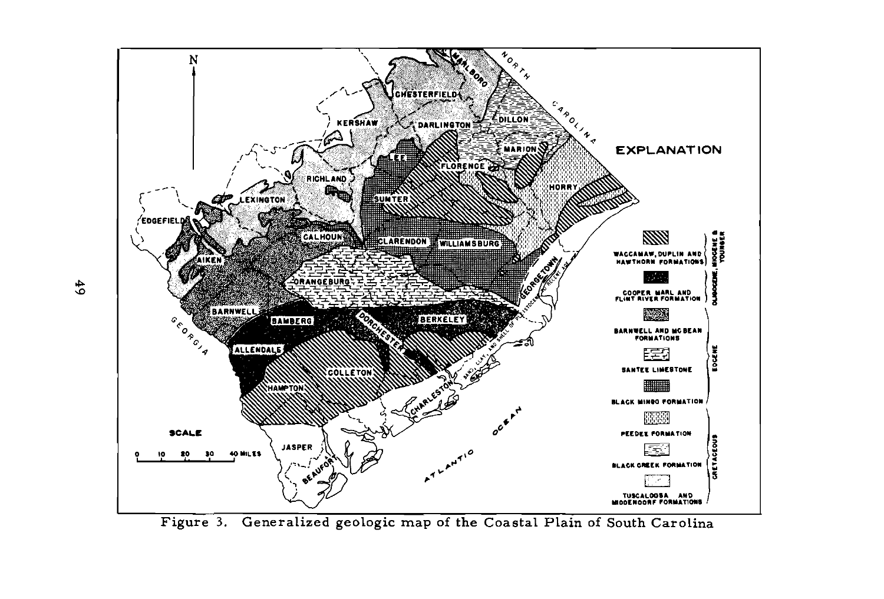Figure 3. Generalized geologic map of the Coastal Plain of South Carolina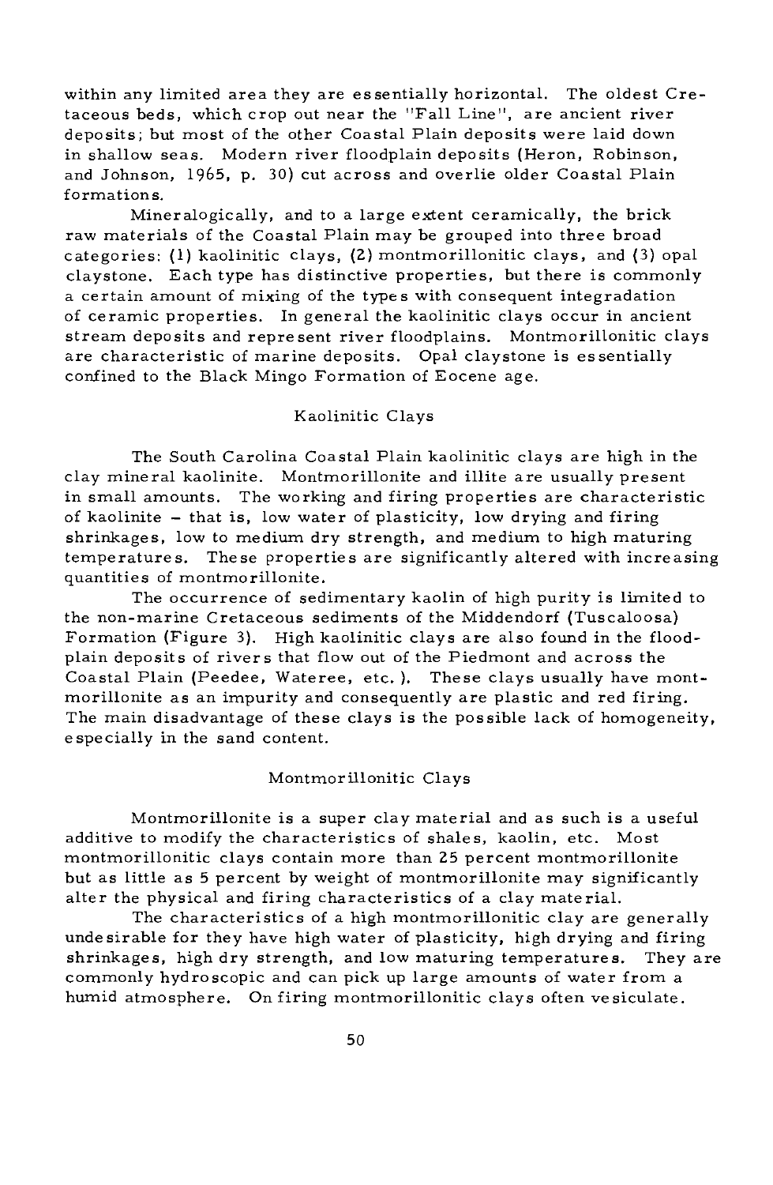within any limited area they are essentially horizontal. The oldest Cretaceous beds, which crop out near the "Fall Line", are ancient river deposits; but most of the other Coastal Plain deposits were laid down in shallow seas. Modern river floodplain deposits (Heron, Robinson, and Johnson, 1965, p. 30) cut across and overlie older Coastal Plain formations.

Mineralogically, and to a large extent ceramically, the brick raw materials of the Coastal Plain may be grouped into three broad categories: (1) kaolinitic clays, (2) montmorillonitic clays, and (3) opal claystone. Each type has distinctive properties, but there is commonly a certain amount of mixing of the types with consequent integradation of ceramic properties. In general the kaolinitic clays occur in ancient stream deposits and represent river floodplains. Montmorillonitic clays are characteristic of marine deposits. Opal claystone is essentially confined to the Black Mingo Formation of Eocene age.

## Kaolinitic Clays

The South Carolina Coastal Plain kaolinitic clays are high in the clay mineral kaolinite. Montmorillonite and illite are usually present in small amounts. The working and firing properties are characteristic of kaolinite – that is, low water of plasticity, low drying and firing shrinkages, low to medium dry strength, and medium to high maturing temperatures. These properties are significantly altered with increasing quantities of montmorillonite.

The occurrence of sedimentary kaolin of high purity is limited to the non-marine Cretaceous sediments of the Middendorf (Tuscaloosa) Formation (Figure 3). High kaolinitic clays are also found in the floodplain deposits of rivers that flow out of the Piedmont and across the Coastal Plain (Peedee, Wateree, etc.). These clays usually have montmorillonite as an impurity and consequently are plastic and red firing. The main disadvantage of these clays is the possible lack of homogeneity, especially in the sand content.

## Montmorillonitic Clays

Montmorillonite is a super clay material and as such is a useful additive to modify the characteristics of shales, kaolin, etc. Most montmorillonitic clays contain more than 25 percent montmorillonite but as little as 5 percent by weight of montmorillonite may significantly alter the physical and firing characteristics of a clay material.

The characteristics of a high montmorillonitic clay are generally undesirable for they have high water of plasticity, high drying and firing shrinkages, high dry strength, and low maturing temperatures. They are commonly hydroscopic and can pick up large amounts of water from a humid atmosphere. On firing montmorillonitic clays often vesiculate.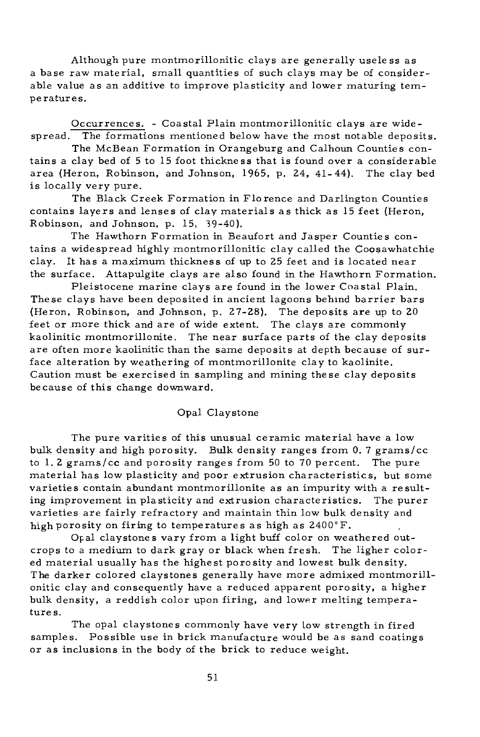Although pure montmorillonitic clays are generally useless as a base raw material, small quantities of such clays may be of considerable value as an additive to improve plasticity and lower maturing temperatures.

Occurrences. - Coastal Plain montmorillonitic clays are widespread. The formations mentioned below have the most notable deposits.

The McBean Formation in Orangeburg and Calhoun Counties contains a clay bed of 5 to 15 foot thickness that is found over a considerable area (Heron, Robinson, and Johnson, 1965, p. 24, 41-44). The clay bed is locally very pure.

The Black Creek Formation in Florence and Darlington Counties contains layers and lenses of clay materials as thick as 15 feet (Heron, Robinson, and Johnson, p. 15, 39-40).

The Hawthorn Formation in Beaufort and Jasper Counties contains a widespread highly montmorillonitic clay called the Coosawhatchie clay. It has a maximum thickness of up to 25 feet and is located near the surface. Attapulgite clays are also found in the Hawthorn Formation.

Pleistocene marine clays are found in the lower Coastal Plain. These clays have been deposited in ancient lagoons behind barrier bars (Heron, Robinson, and Johnson, p. 27-28). The deposits are up to 20 feet or more thick and are of wide extent. The clays are commonly kaolinitic montmorillonite. The near surface parts of the clay deposits are often more kaolinitic than the same deposits at depth because of surface alteration by weathering of montmorillonite clay to kaolinite. Caution must be exercised in sampling and mining these clay deposits because of this change downward.

## Opal Claystone

The pure varities of this unusual ceramic material have a low bulk density and high porosity. Bulk density ranges from 0.7 grams/cc to 1.2 grams/cc and porosity ranges from 50 to 70 percent. The pure material has low plasticity and poor extrusion characteristics, but some varieties contain abundant montmorillonite as an impurity with a resulting improvement in plasticity and extrusion characteristics. The purer varieties are fairly refractory and maintain thin low bulk density and high porosity on firing to temperatures as high as 2400°F.

Opal claystones vary from a light buff color on weathered outcrops to a medium to dark gray or black when fresh. The ligher colored material usually has the highest porosity and lowest bulk density. The darker colored claystones generally have more admixed montmorillonitic clay and consequently have a reduced apparent porosity, a higher bulk density, a reddish color upon firing, and lower melting temperatures.

The opal claystones commonly have very low strength in fired samples. Possible use in brick manufacture would be as sand coatings or as inclusions in the body of the brick to reduce weight.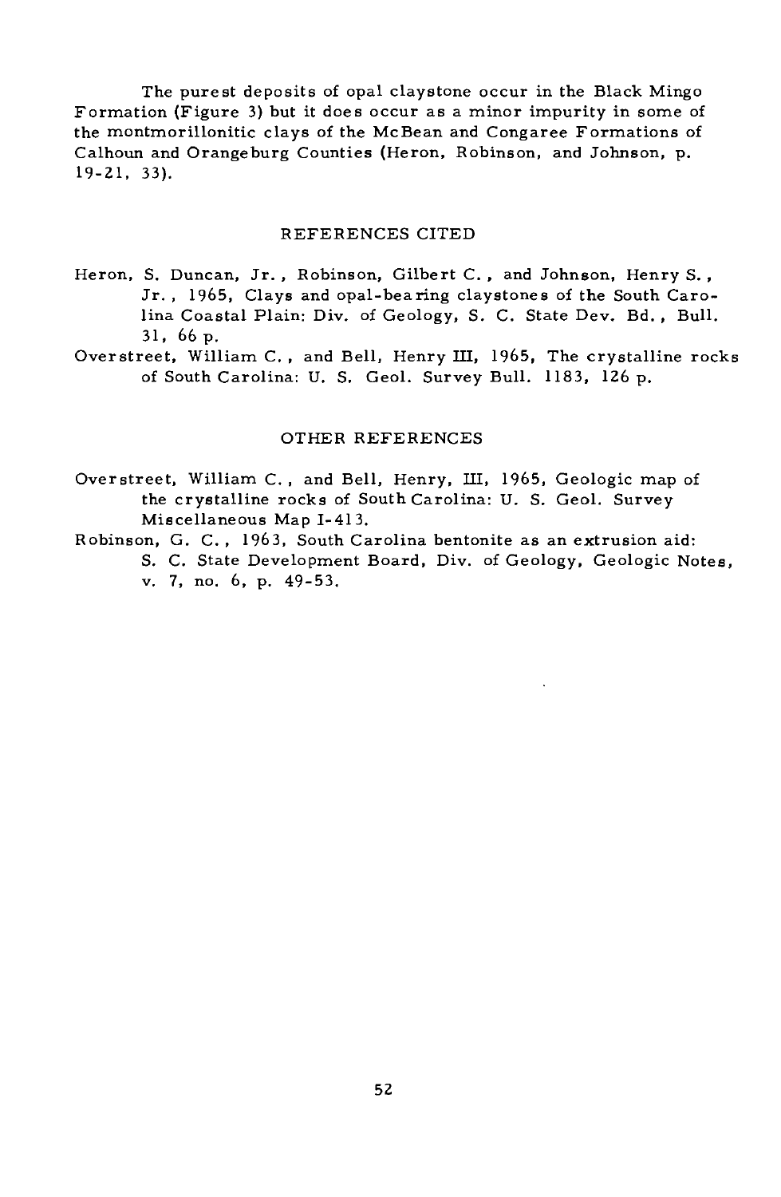The purest deposits of opal claystone occur in the Black Mingo Formation (Figure 3) but it does occur as a minor impurity in some of the montmorillonitic clays of the McBean and Congaree Formations of Calhoun and Orangeburg Counties (Heron, Robinson, and Johnson, p. 19-21, 33).

## REFERENCES CITED

Heron, S. Duncan, Jr., Robinson, Gilbert C., and Johnson, Henry S., Jr., 1965, Clays and opal-bearing claystones of the South Carolina Coastal Plain: Div. of Geology, S. C. State Dev. Bd., Bull. 31, 66 p.

Overstreet, William C., and Bell, Henry III, 1965, The crystalline rocks of South Carolina: U. S. Geol. Survey Bull. 1183, 126 p.

## OTHER REFERENCES

Overstreet, William C., and Bell, Henry, III, 1965, Geologic map of the crystalline rocks of South Carolina: U. S. Geol. Survey Miscellaneous Map I-413.

Robinson, G. C., 1963, South Carolina bentonite as an extrusion aid: S. C. State Development Board, Div. of Geology, Geologic Notes, v. 7, no. 6, p. 49-53.